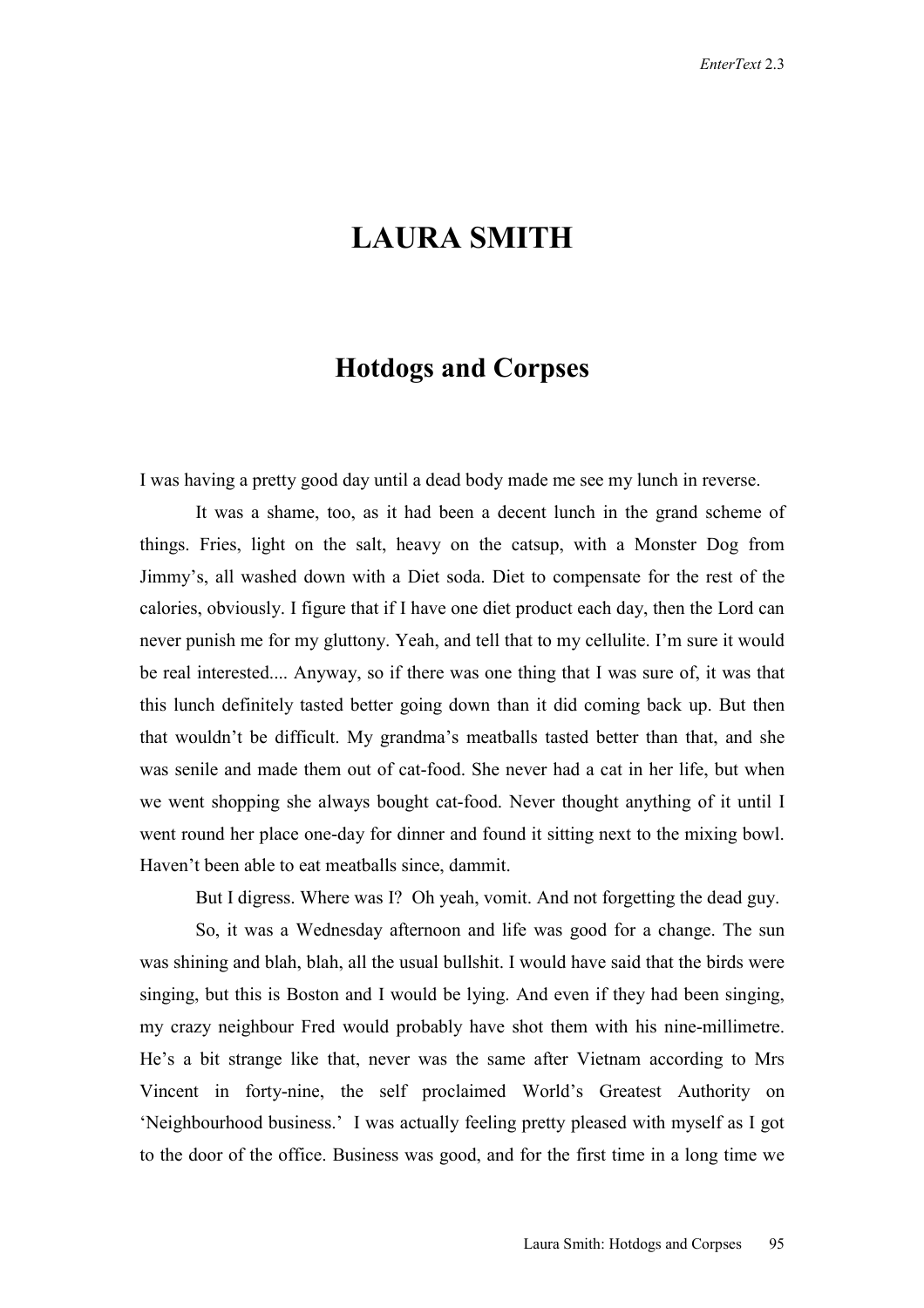# LAURA SMITH

## Hotdogs and Corpses

I was having a pretty good day until a dead body made me see my lunch in reverse.

It was a shame, too, as it had been a decent lunch in the grand scheme of things. Fries, light on the salt, heavy on the catsup, with a Monster Dog from Jimmy's, all washed down with a Diet soda. Diet to compensate for the rest of the calories, obviously. I figure that if I have one diet product each day, then the Lord can never punish me for my gluttony. Yeah, and tell that to my cellulite. I'm sure it would be real interested.... Anyway, so if there was one thing that I was sure of, it was that this lunch definitely tasted better going down than it did coming back up. But then that wouldn't be difficult. My grandma's meatballs tasted better than that, and she was senile and made them out of cat-food. She never had a cat in her life, but when we went shopping she always bought cat-food. Never thought anything of it until I went round her place one-day for dinner and found it sitting next to the mixing bowl. Haven't been able to eat meatballs since, dammit.

But I digress. Where was I? Oh yeah, vomit. And not forgetting the dead guy.

So, it was a Wednesday afternoon and life was good for a change. The sun was shining and blah, blah, all the usual bullshit. I would have said that the birds were singing, but this is Boston and I would be lying. And even if they had been singing, my crazy neighbour Fred would probably have shot them with his nine-millimetre. He's a bit strange like that, never was the same after Vietnam according to Mrs Vincent in forty-nine, the self proclaimed World's Greatest Authority on 'Neighbourhood business.' I was actually feeling pretty pleased with myself as I got to the door of the office. Business was good, and for the first time in a long time we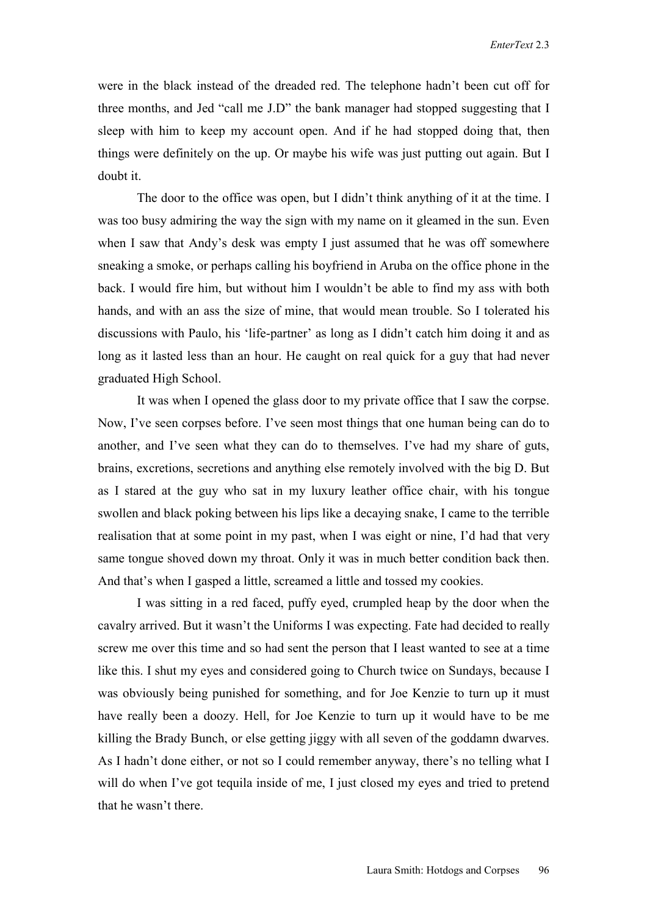were in the black instead of the dreaded red. The telephone hadn't been cut off for three months, and Jed "call me J.D" the bank manager had stopped suggesting that I sleep with him to keep my account open. And if he had stopped doing that, then things were definitely on the up. Or maybe his wife was just putting out again. But I doubt it.

The door to the office was open, but I didn't think anything of it at the time. I was too busy admiring the way the sign with my name on it gleamed in the sun. Even when I saw that Andy's desk was empty I just assumed that he was off somewhere sneaking a smoke, or perhaps calling his boyfriend in Aruba on the office phone in the back. I would fire him, but without him I wouldn't be able to find my ass with both hands, and with an ass the size of mine, that would mean trouble. So I tolerated his discussions with Paulo, his 'life-partner' as long as I didn't catch him doing it and as long as it lasted less than an hour. He caught on real quick for a guy that had never graduated High School.

It was when I opened the glass door to my private office that I saw the corpse. Now, I've seen corpses before. I've seen most things that one human being can do to another, and I've seen what they can do to themselves. I've had my share of guts, brains, excretions, secretions and anything else remotely involved with the big D. But as I stared at the guy who sat in my luxury leather office chair, with his tongue swollen and black poking between his lips like a decaying snake, I came to the terrible realisation that at some point in my past, when I was eight or nine, I'd had that very same tongue shoved down my throat. Only it was in much better condition back then. And that's when I gasped a little, screamed a little and tossed my cookies.

I was sitting in a red faced, puffy eyed, crumpled heap by the door when the cavalry arrived. But it wasn't the Uniforms I was expecting. Fate had decided to really screw me over this time and so had sent the person that I least wanted to see at a time like this. I shut my eyes and considered going to Church twice on Sundays, because I was obviously being punished for something, and for Joe Kenzie to turn up it must have really been a doozy. Hell, for Joe Kenzie to turn up it would have to be me killing the Brady Bunch, or else getting jiggy with all seven of the goddamn dwarves. As I hadn't done either, or not so I could remember anyway, there's no telling what I will do when I've got tequila inside of me, I just closed my eyes and tried to pretend that he wasn't there.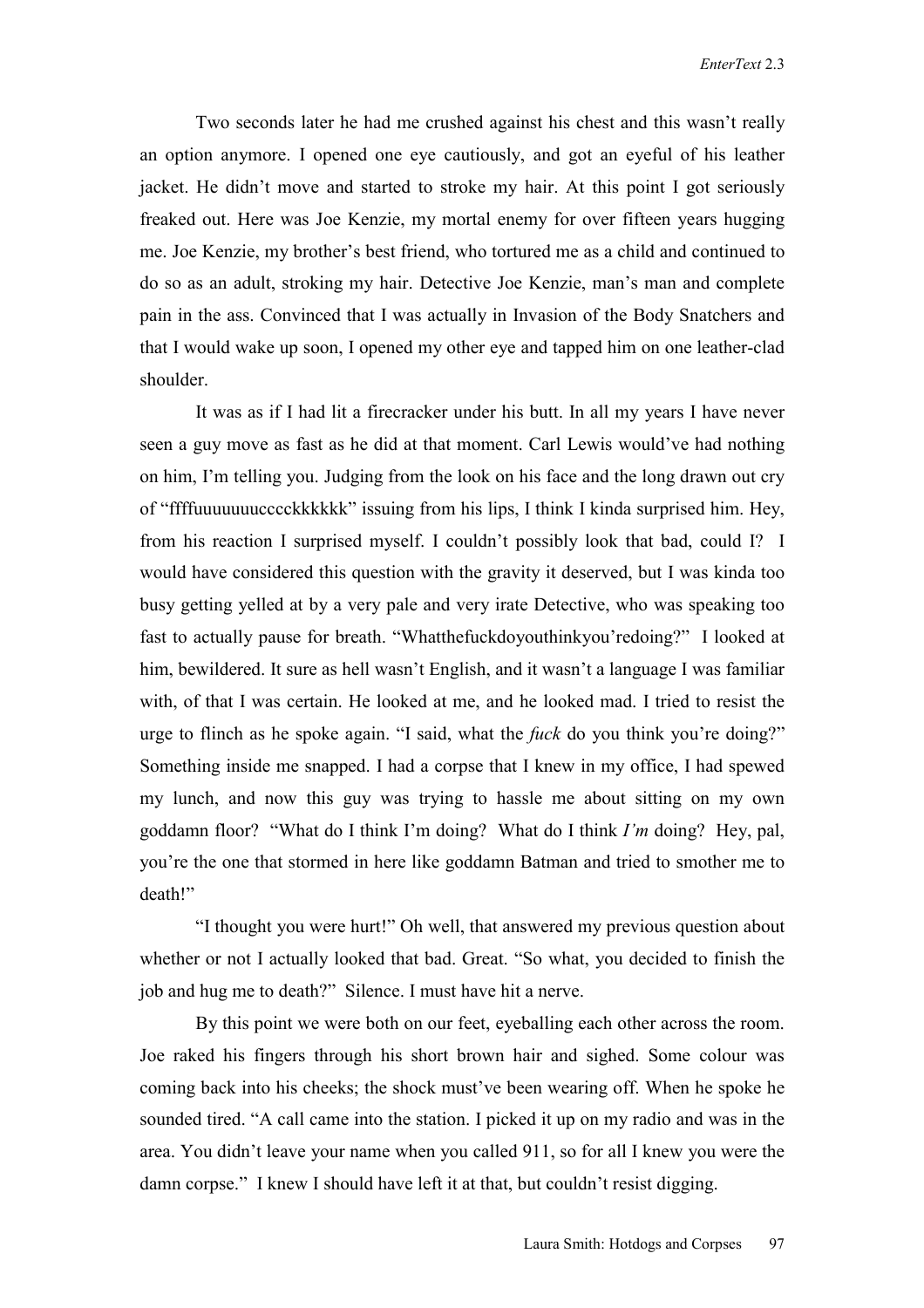Two seconds later he had me crushed against his chest and this wasn't really an option anymore. I opened one eye cautiously, and got an eyeful of his leather jacket. He didn't move and started to stroke my hair. At this point I got seriously freaked out. Here was Joe Kenzie, my mortal enemy for over fifteen years hugging me. Joe Kenzie, my brother's best friend, who tortured me as a child and continued to do so as an adult, stroking my hair. Detective Joe Kenzie, man's man and complete pain in the ass. Convinced that I was actually in Invasion of the Body Snatchers and that I would wake up soon, I opened my other eye and tapped him on one leather-clad shoulder.

It was as if I had lit a firecracker under his butt. In all my years I have never seen a guy move as fast as he did at that moment. Carl Lewis would've had nothing on him, I'm telling you. Judging from the look on his face and the long drawn out cry of "ffffuuuuuuucccckkkkkk" issuing from his lips, I think I kinda surprised him. Hey, from his reaction I surprised myself. I couldn't possibly look that bad, could I? I would have considered this question with the gravity it deserved, but I was kinda too busy getting yelled at by a very pale and very irate Detective, who was speaking too fast to actually pause for breath. "Whatthefuckdoyouthinkyou'redoing?" I looked at him, bewildered. It sure as hell wasn't English, and it wasn't a language I was familiar with, of that I was certain. He looked at me, and he looked mad. I tried to resist the urge to flinch as he spoke again. "I said, what the *fuck* do you think you're doing?" Something inside me snapped. I had a corpse that I knew in my office, I had spewed my lunch, and now this guy was trying to hassle me about sitting on my own goddamn floor? "What do I think I'm doing? What do I think *I'm* doing? Hey, pal, you're the one that stormed in here like goddamn Batman and tried to smother me to death!"

"I thought you were hurt!" Oh well, that answered my previous question about whether or not I actually looked that bad. Great. "So what, you decided to finish the job and hug me to death?" Silence. I must have hit a nerve.

By this point we were both on our feet, eyeballing each other across the room. Joe raked his fingers through his short brown hair and sighed. Some colour was coming back into his cheeks; the shock must've been wearing off. When he spoke he sounded tired. "A call came into the station. I picked it up on my radio and was in the area. You didn't leave your name when you called 911, so for all I knew you were the damn corpse." I knew I should have left it at that, but couldn't resist digging.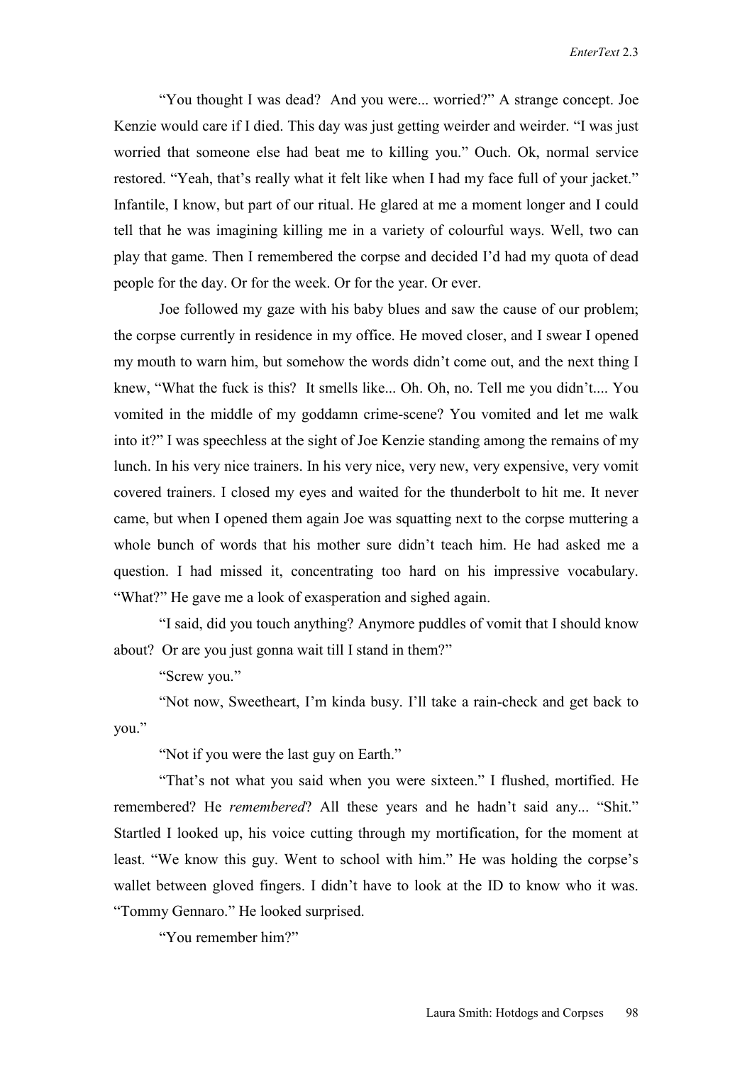"You thought I was dead? And you were... worried?" A strange concept. Joe Kenzie would care if I died. This day was just getting weirder and weirder. "I was just worried that someone else had beat me to killing you." Ouch. Ok, normal service restored. "Yeah, that's really what it felt like when I had my face full of your jacket." Infantile, I know, but part of our ritual. He glared at me a moment longer and I could tell that he was imagining killing me in a variety of colourful ways. Well, two can play that game. Then I remembered the corpse and decided I'd had my quota of dead people for the day. Or for the week. Or for the year. Or ever.

Joe followed my gaze with his baby blues and saw the cause of our problem; the corpse currently in residence in my office. He moved closer, and I swear I opened my mouth to warn him, but somehow the words didn't come out, and the next thing I knew, "What the fuck is this? It smells like... Oh. Oh, no. Tell me you didn't.... You vomited in the middle of my goddamn crime-scene? You vomited and let me walk into it?" I was speechless at the sight of Joe Kenzie standing among the remains of my lunch. In his very nice trainers. In his very nice, very new, very expensive, very vomit covered trainers. I closed my eyes and waited for the thunderbolt to hit me. It never came, but when I opened them again Joe was squatting next to the corpse muttering a whole bunch of words that his mother sure didn't teach him. He had asked me a question. I had missed it, concentrating too hard on his impressive vocabulary. "What?" He gave me a look of exasperation and sighed again.

"I said, did you touch anything? Anymore puddles of vomit that I should know about? Or are you just gonna wait till I stand in them?"

"Screw you."

"Not now, Sweetheart, I'm kinda busy. I'll take a rain-check and get back to you."

"Not if you were the last guy on Earth."

"That's not what you said when you were sixteen." I flushed, mortified. He remembered? He *remembered*? All these years and he hadn't said any... "Shit." Startled I looked up, his voice cutting through my mortification, for the moment at least. "We know this guy. Went to school with him." He was holding the corpse's wallet between gloved fingers. I didn't have to look at the ID to know who it was. "Tommy Gennaro." He looked surprised.

"You remember him?"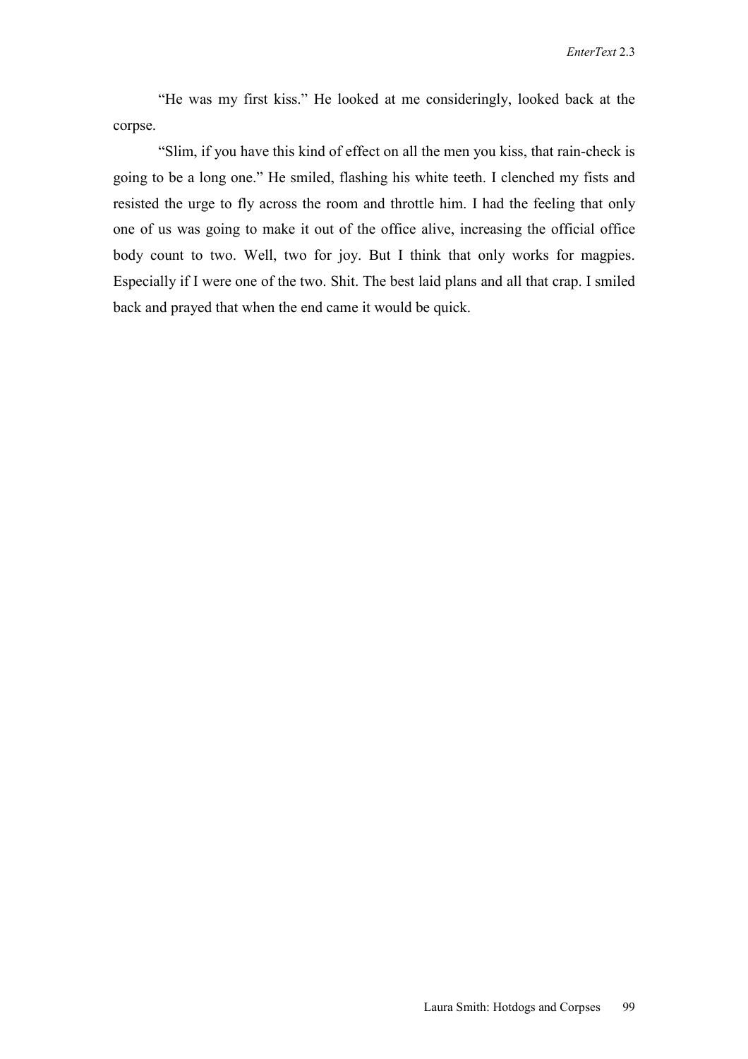"He was my first kiss." He looked at me consideringly, looked back at the corpse.

"Slim, if you have this kind of effect on all the men you kiss, that rain-check is going to be a long one." He smiled, flashing his white teeth. I clenched my fists and resisted the urge to fly across the room and throttle him. I had the feeling that only one of us was going to make it out of the office alive, increasing the official office body count to two. Well, two for joy. But I think that only works for magpies. Especially if I were one of the two. Shit. The best laid plans and all that crap. I smiled back and prayed that when the end came it would be quick.